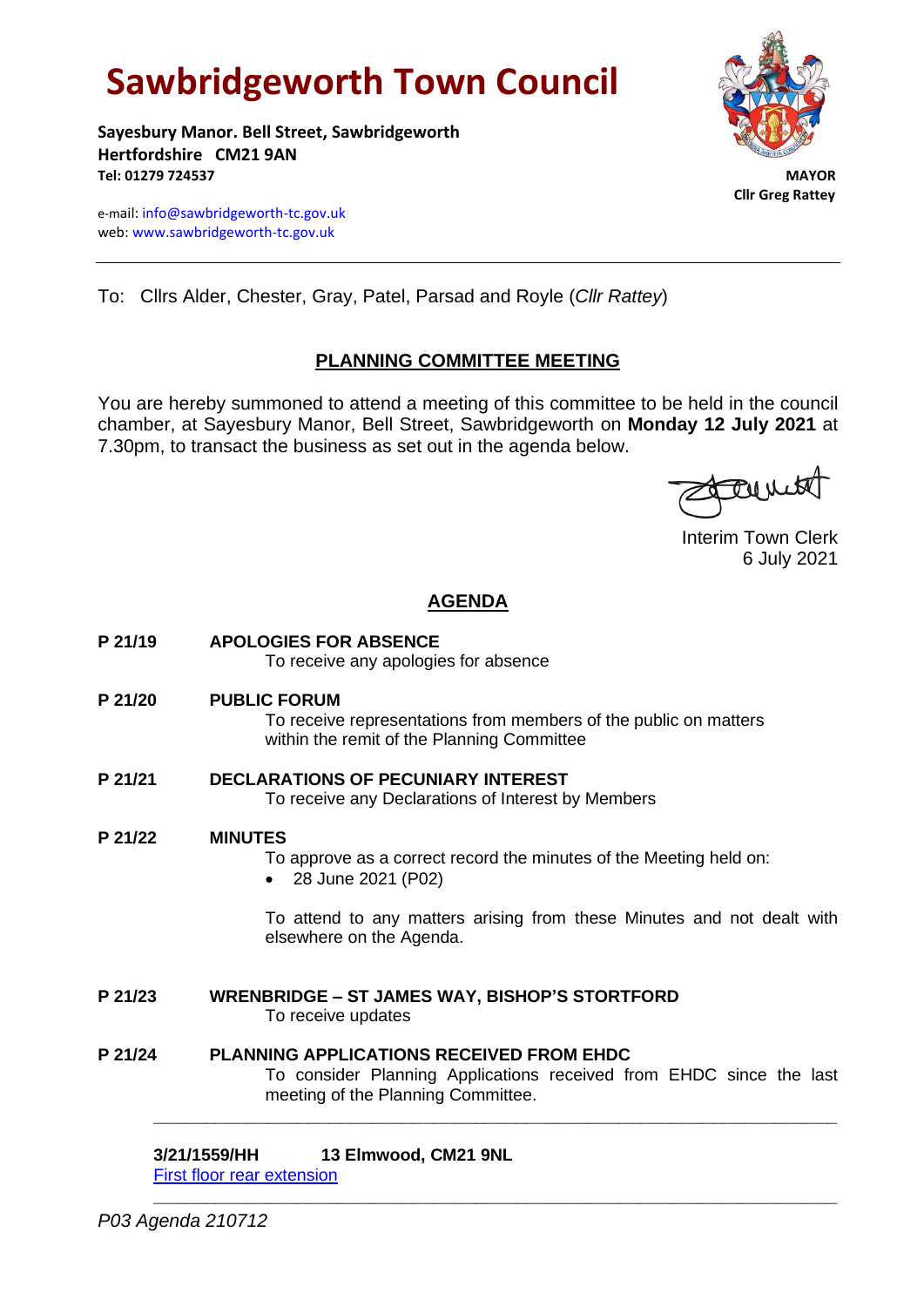# Sawbridgeworth Town Council

**Sayesbury Manor. Bell Street, Sawbridgeworth**
**Hertfordshire CM21 9AN**
**Tel: 01279 724537**

e-mail: info@sawbridgeworth-tc.gov.uk
web: www.sawbridgeworth-tc.gov.uk

**MAYOR**
**Cllr Greg Rattey**

---

To: Cllrs Alder, Chester, Gray, Patel, Parsad and Royle (*Cllr Rattey*)

## PLANNING COMMITTEE MEETING

You are hereby summoned to attend a meeting of this committee to be held in the council chamber, at Sayesbury Manor, Bell Street, Sawbridgeworth on **Monday 12 July 2021** at 7.30pm, to transact the business as set out in the agenda below.

Interim Town Clerk
6 July 2021

## AGENDA

**P 21/19 APOLOGIES FOR ABSENCE**
To receive any apologies for absence

**P 21/20 PUBLIC FORUM**
To receive representations from members of the public on matters within the remit of the Planning Committee

**P 21/21 DECLARATIONS OF PECUNIARY INTEREST**
To receive any Declarations of Interest by Members

**P 21/22 MINUTES**
To approve as a correct record the minutes of the Meeting held on:

- 28 June 2021 (P02)

To attend to any matters arising from these Minutes and not dealt with elsewhere on the Agenda.

**P 21/23 WRENBRIDGE – ST JAMES WAY, BISHOP'S STORTFORD**
To receive updates

**P 21/24 PLANNING APPLICATIONS RECEIVED FROM EHDC**
To consider Planning Applications received from EHDC since the last meeting of the Planning Committee.

---

**3/21/1559/HH 13 Elmwood, CM21 9NL**
First floor rear extension

---

*P03 Agenda 210712*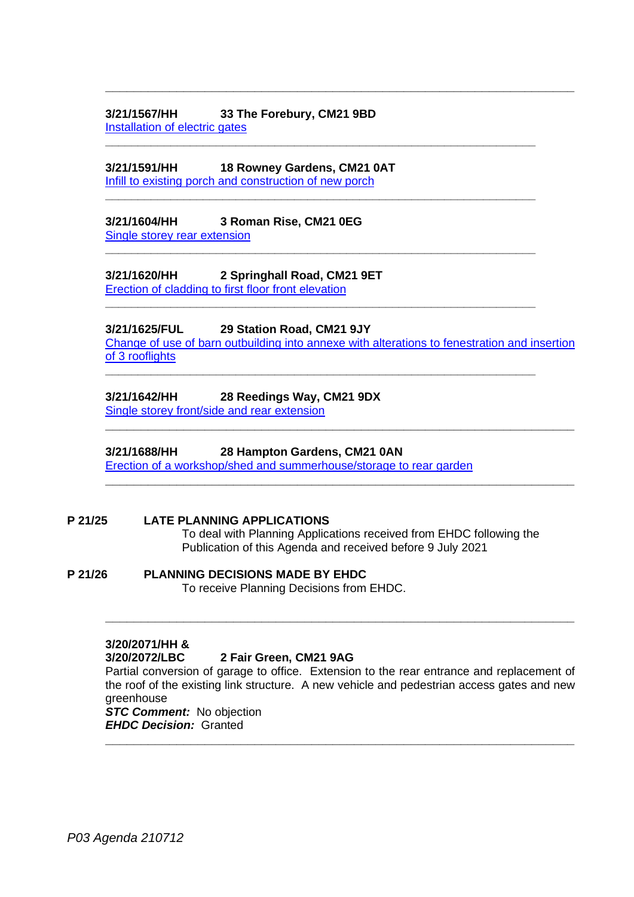---

**3/21/1567/HH** **33 The Forebury, CM21 9BD**
Installation of electric gates

---

**3/21/1591/HH** **18 Rowney Gardens, CM21 0AT**
Infill to existing porch and construction of new porch

---

**3/21/1604/HH** **3 Roman Rise, CM21 0EG**
Single storey rear extension

---

**3/21/1620/HH** **2 Springhall Road, CM21 9ET**
Erection of cladding to first floor front elevation

---

**3/21/1625/FUL** **29 Station Road, CM21 9JY**
Change of use of barn outbuilding into annexe with alterations to fenestration and insertion of 3 rooflights

---

**3/21/1642/HH** **28 Reedings Way, CM21 9DX**
Single storey front/side and rear extension

---

**3/21/1688/HH** **28 Hampton Gardens, CM21 0AN**
Erection of a workshop/shed and summerhouse/storage to rear garden

---

**P 21/25** **LATE PLANNING APPLICATIONS**
To deal with Planning Applications received from EHDC following the Publication of this Agenda and received before 9 July 2021

**P 21/26** **PLANNING DECISIONS MADE BY EHDC**
To receive Planning Decisions from EHDC.

---

**3/20/2071/HH &**
**3/20/2072/LBC** **2 Fair Green, CM21 9AG**
Partial conversion of garage to office. Extension to the rear entrance and replacement of the roof of the existing link structure. A new vehicle and pedestrian access gates and new greenhouse
***STC Comment:*** No objection
***EHDC Decision:*** Granted

---

*P03 Agenda 210712*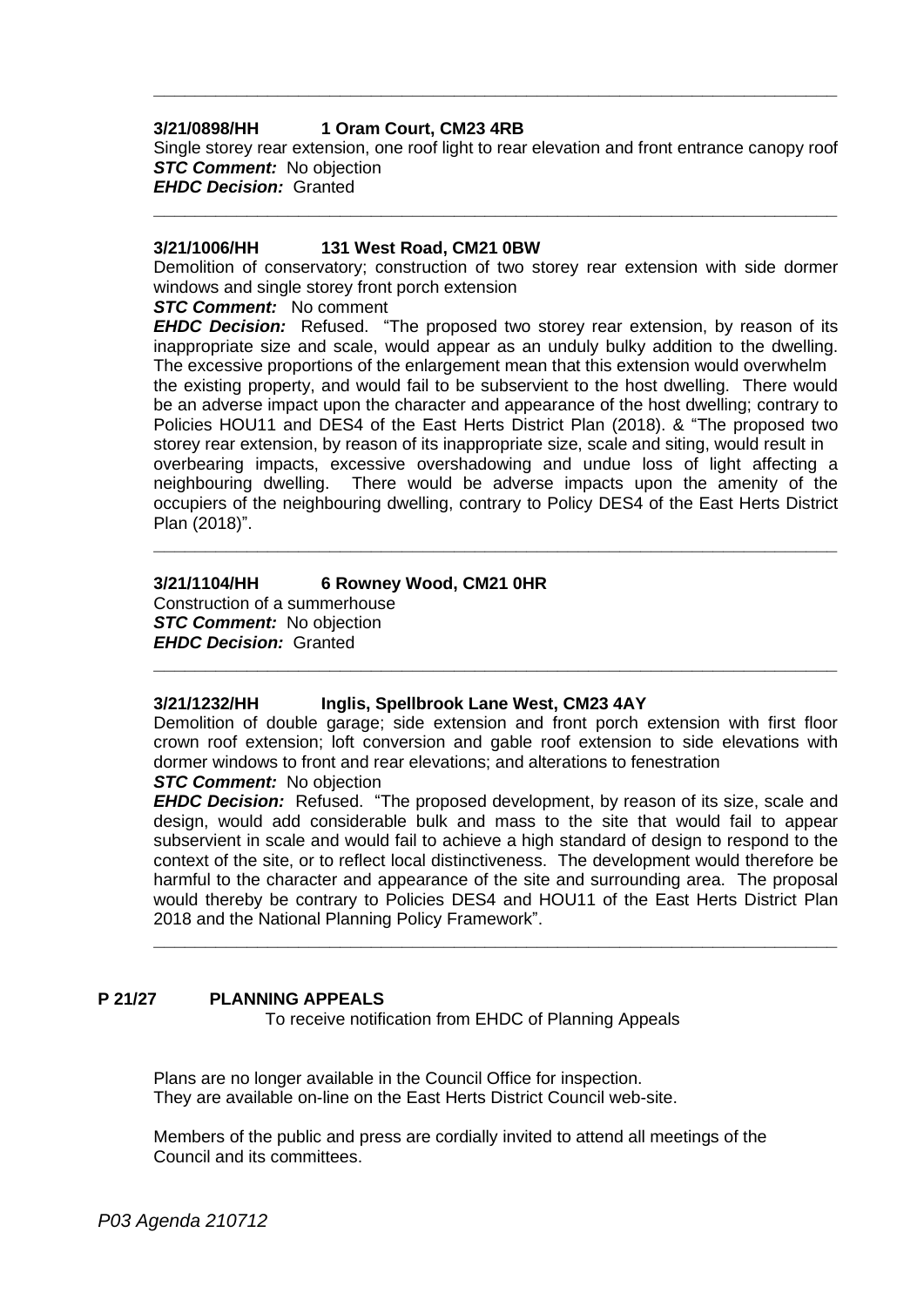---

**3/21/0898/HH 1 Oram Court, CM23 4RB**

Single storey rear extension, one roof light to rear elevation and front entrance canopy roof

***STC Comment:*** No objection

***EHDC Decision:*** Granted

---

**3/21/1006/HH 131 West Road, CM21 0BW**

Demolition of conservatory; construction of two storey rear extension with side dormer windows and single storey front porch extension

***STC Comment:*** No comment

***EHDC Decision:*** Refused. "The proposed two storey rear extension, by reason of its inappropriate size and scale, would appear as an unduly bulky addition to the dwelling. The excessive proportions of the enlargement mean that this extension would overwhelm the existing property, and would fail to be subservient to the host dwelling. There would be an adverse impact upon the character and appearance of the host dwelling; contrary to Policies HOU11 and DES4 of the East Herts District Plan (2018). & "The proposed two storey rear extension, by reason of its inappropriate size, scale and siting, would result in overbearing impacts, excessive overshadowing and undue loss of light affecting a neighbouring dwelling. There would be adverse impacts upon the amenity of the occupiers of the neighbouring dwelling, contrary to Policy DES4 of the East Herts District Plan (2018)".

---

**3/21/1104/HH 6 Rowney Wood, CM21 0HR**

Construction of a summerhouse

***STC Comment:*** No objection

***EHDC Decision:*** Granted

---

**3/21/1232/HH Inglis, Spellbrook Lane West, CM23 4AY**

Demolition of double garage; side extension and front porch extension with first floor crown roof extension; loft conversion and gable roof extension to side elevations with dormer windows to front and rear elevations; and alterations to fenestration

***STC Comment:*** No objection

***EHDC Decision:*** Refused. "The proposed development, by reason of its size, scale and design, would add considerable bulk and mass to the site that would fail to appear subservient in scale and would fail to achieve a high standard of design to respond to the context of the site, or to reflect local distinctiveness. The development would therefore be harmful to the character and appearance of the site and surrounding area. The proposal would thereby be contrary to Policies DES4 and HOU11 of the East Herts District Plan 2018 and the National Planning Policy Framework".

---

**P 21/27 PLANNING APPEALS**

To receive notification from EHDC of Planning Appeals

Plans are no longer available in the Council Office for inspection.
They are available on-line on the East Herts District Council web-site.

Members of the public and press are cordially invited to attend all meetings of the Council and its committees.